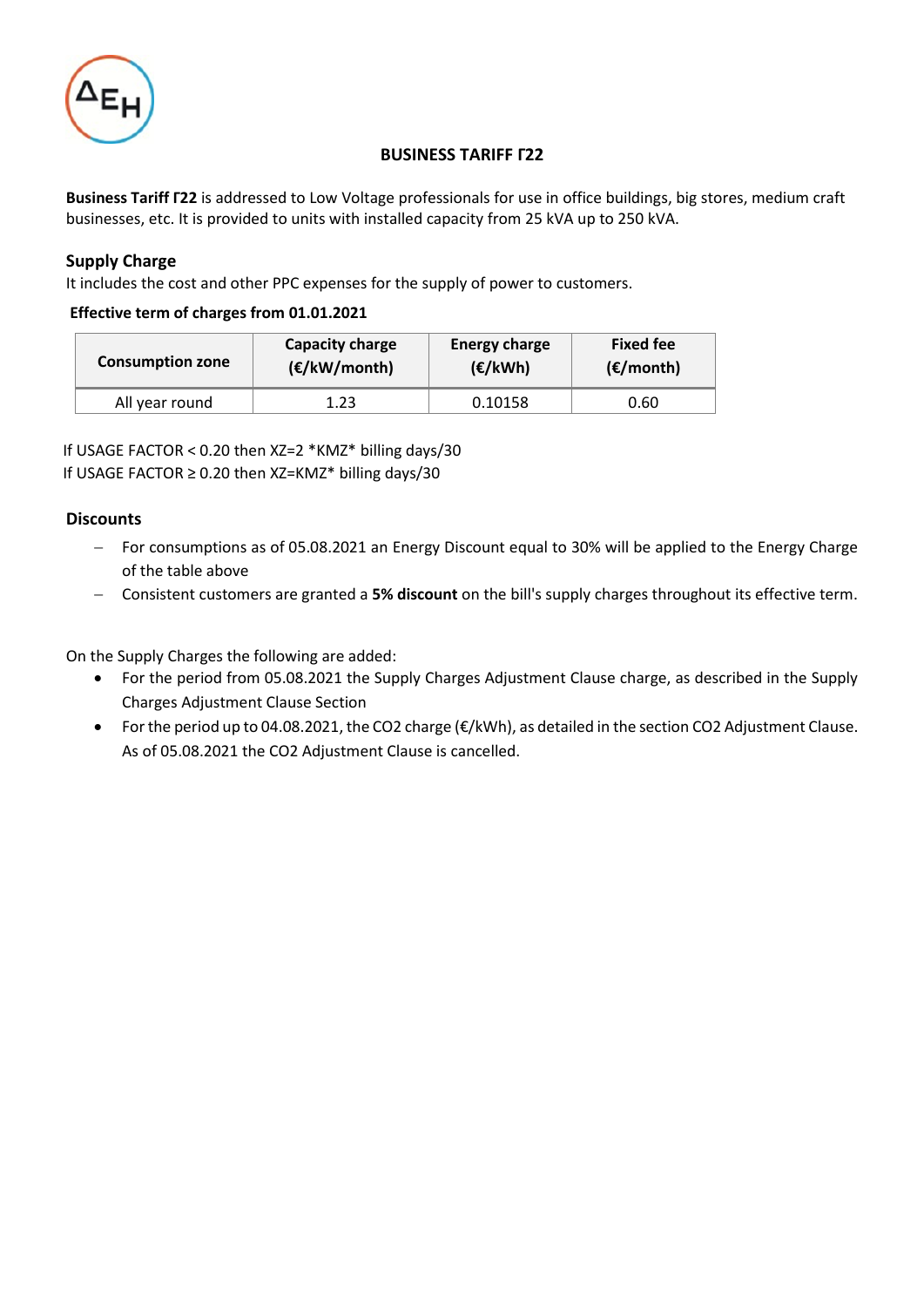# BUSINESS TARIFF Γ22

**Business Tariff Γ22** is addressed to Low Voltage professionals for use in office buildings, big stores, medium craft businesses, etc. It is provided to units with installed capacity from 25 kVA up to 250 kVA.

## Supply Charge

It includes the cost and other PPC expenses for the supply of power to customers.

**Effective term of charges from 01.01.2021**

| Consumption zone | Capacity charge (€/kW/month) | Energy charge (€/kWh) | Fixed fee (€/month) |
|---|---|---|---|
| All year round | 1.23 | 0.10158 | 0.60 |

If USAGE FACTOR < 0.20 then XZ=2 *KMZ* billing days/30
If USAGE FACTOR ≥ 0.20 then XZ=KMZ* billing days/30

## Discounts

- For consumptions as of 05.08.2021 an Energy Discount equal to 30% will be applied to the Energy Charge of the table above
- Consistent customers are granted a **5% discount** on the bill's supply charges throughout its effective term.

On the Supply Charges the following are added:

- For the period from 05.08.2021 the Supply Charges Adjustment Clause charge, as described in the Supply Charges Adjustment Clause Section
- For the period up to 04.08.2021, the $CO_2$ charge (€/kWh), as detailed in the section $CO_2$ Adjustment Clause. As of 05.08.2021 the $CO_2$ Adjustment Clause is cancelled.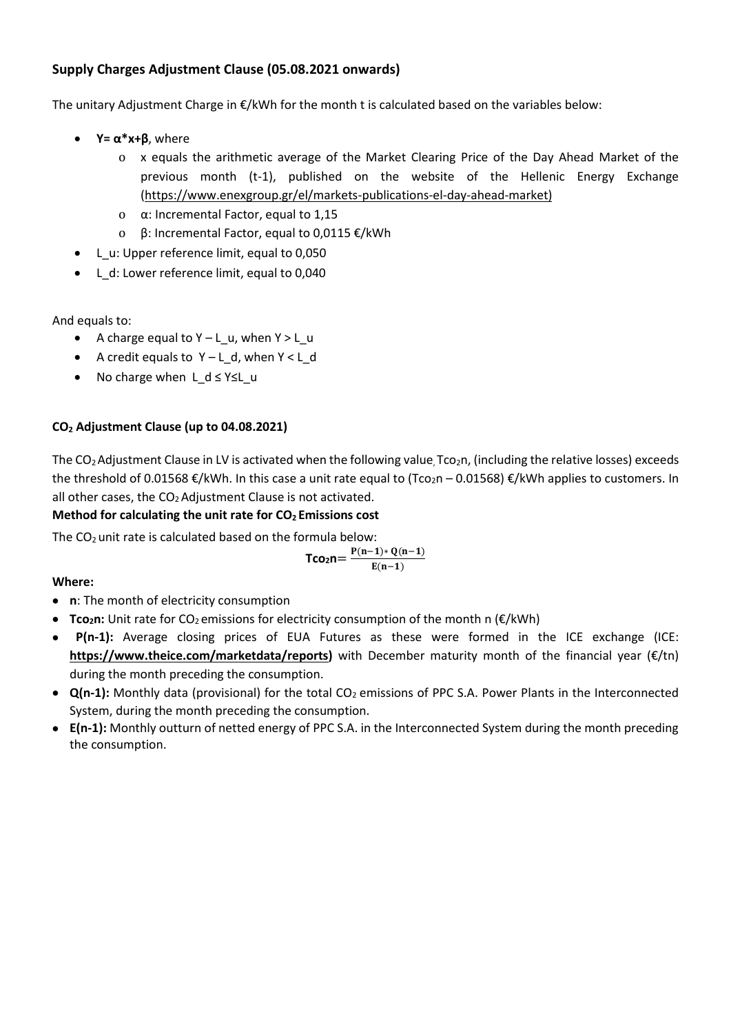## Supply Charges Adjustment Clause (05.08.2021 onwards)

The unitary Adjustment Charge in €/kWh for the month t is calculated based on the variables below:

- **$Y = \alpha * x + \beta$**, where
  - x equals the arithmetic average of the Market Clearing Price of the Day Ahead Market of the previous month (t-1), published on the website of the Hellenic Energy Exchange (https://www.enexgroup.gr/el/markets-publications-el-day-ahead-market)
  - $\alpha$: Incremental Factor, equal to 1,15
  - $\beta$: Incremental Factor, equal to 0,0115 €/kWh
- $L_u$: Upper reference limit, equal to 0,050
- $L_d$: Lower reference limit, equal to 0,040

And equals to:

- A charge equal to $Y – L_u$, when $Y > L_u$
- A credit equals to $Y – L_d$, when $Y < L_d$
- No charge when $L_d \leq Y \leq L_u$

### $CO_2$ Adjustment Clause (up to 04.08.2021)

The $CO_2$ Adjustment Clause in LV is activated when the following value, $Tco_2n$, (including the relative losses) exceeds the threshold of 0.01568 €/kWh. In this case a unit rate equal to ($Tco_2n$ – 0.01568) €/kWh applies to customers. In all other cases, the $CO_2$ Adjustment Clause is not activated.

**Method for calculating the unit rate for $CO_2$ Emissions cost**

The $CO_2$ unit rate is calculated based on the formula below:

$$\mathbf{Tco_2n} = \frac{\mathbf{P(n-1) * Q(n-1)}}{\mathbf{E(n-1)}}$$

**Where:**

- **n**: The month of electricity consumption
- **$Tco_2n$:** Unit rate for $CO_2$ emissions for electricity consumption of the month n (€/kWh)
- **P(n-1):** Average closing prices of EUA Futures as these were formed in the ICE exchange (ICE: **https://www.theice.com/marketdata/reports**) with December maturity month of the financial year (€/tn) during the month preceding the consumption.
- **Q(n-1):** Monthly data (provisional) for the total $CO_2$ emissions of PPC S.A. Power Plants in the Interconnected System, during the month preceding the consumption.
- **E(n-1):** Monthly outturn of netted energy of PPC S.A. in the Interconnected System during the month preceding the consumption.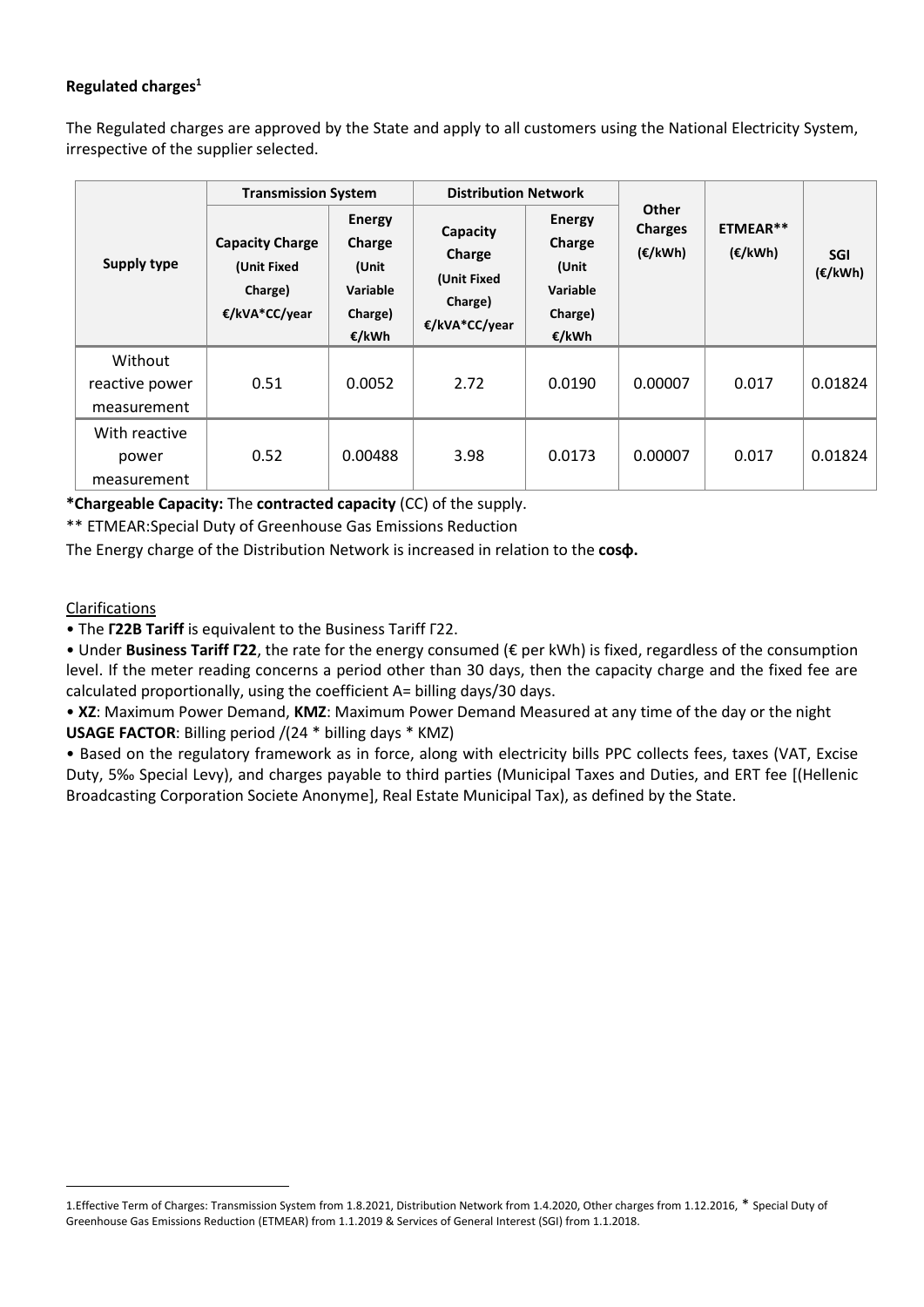**Regulated charges**[1]

The Regulated charges are approved by the State and apply to all customers using the National Electricity System, irrespective of the supplier selected.

| Supply type | Transmission System | | Distribution Network | | Other Charges (€/kWh) | ETMEAR** (€/kWh) | SGI (€/kWh) |
|---|---|---|---|---|---|---|---|
| | Capacity Charge (Unit Fixed Charge) €/kVA*CC/year | Energy Charge (Unit Variable Charge) €/kWh | Capacity Charge (Unit Fixed Charge) €/kVA*CC/year | Energy Charge (Unit Variable Charge) €/kWh | | | |
| Without reactive power measurement | 0.51 | 0.0052 | 2.72 | 0.0190 | 0.00007 | 0.017 | 0.01824 |
| With reactive power measurement | 0.52 | 0.00488 | 3.98 | 0.0173 | 0.00007 | 0.017 | 0.01824 |

***Chargeable Capacity:** The **contracted capacity** (CC) of the supply.

** ETMEAR:Special Duty of Greenhouse Gas Emissions Reduction

The Energy charge of the Distribution Network is increased in relation to the **cosφ.**

Clarifications

- The **Γ22Β Tariff** is equivalent to the Business Tariff Γ22.
- Under **Business Tariff Γ22**, the rate for the energy consumed (€ per kWh) is fixed, regardless of the consumption level. If the meter reading concerns a period other than 30 days, then the capacity charge and the fixed fee are calculated proportionally, using the coefficient A= billing days/30 days.
- **XZ**: Maximum Power Demand, **KMZ**: Maximum Power Demand Measured at any time of the day or the night

**USAGE FACTOR**: Billing period /(24 * billing days * KMZ)

- Based on the regulatory framework as in force, along with electricity bills PPC collects fees, taxes (VAT, Excise Duty, 5‰ Special Levy), and charges payable to third parties (Municipal Taxes and Duties, and ERT fee [(Hellenic Broadcasting Corporation Societe Anonyme], Real Estate Municipal Tax), as defined by the State.

1.Effective Term of Charges: Transmission System from 1.8.2021, Distribution Network from 1.4.2020, Other charges from 1.12.2016, * Special Duty of Greenhouse Gas Emissions Reduction (ETMEAR) from 1.1.2019 & Services of General Interest (SGI) from 1.1.2018.